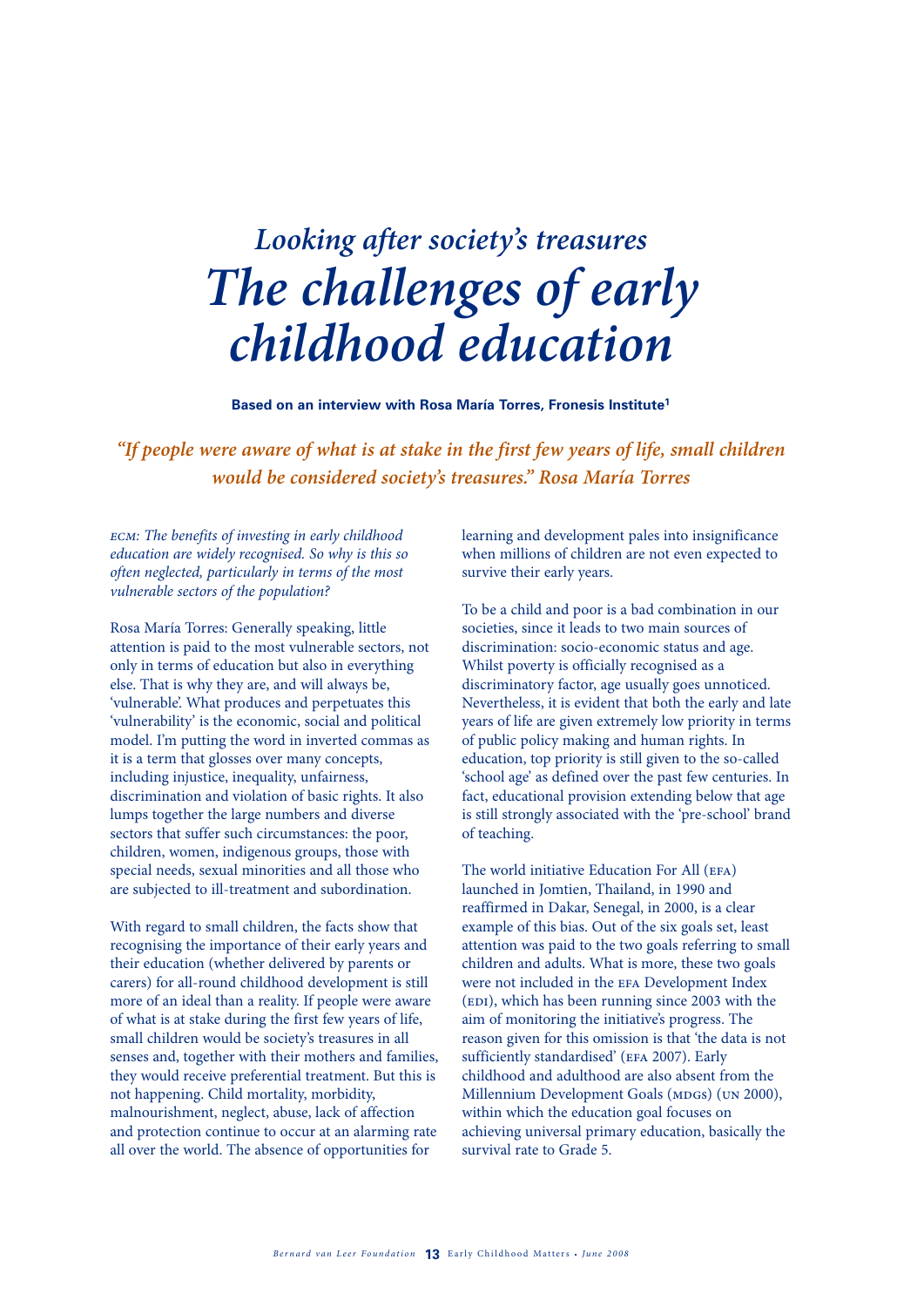## *Looking after society's treasures*

# *The challenges of early childhood education*

**Based on an interview with Rosa María Torres, Fronesis Institute[1]**

*"If people were aware of what is at stake in the first few years of life, small children would be considered society's treasures." Rosa María Torres*

*ECM: The benefits of investing in early childhood education are widely recognised. So why is this so often neglected, particularly in terms of the most vulnerable sectors of the population?*

Rosa María Torres: Generally speaking, little attention is paid to the most vulnerable sectors, not only in terms of education but also in everything else. That is why they are, and will always be, 'vulnerable'. What produces and perpetuates this 'vulnerability' is the economic, social and political model. I'm putting the word in inverted commas as it is a term that glosses over many concepts, including injustice, inequality, unfairness, discrimination and violation of basic rights. It also lumps together the large numbers and diverse sectors that suffer such circumstances: the poor, children, women, indigenous groups, those with special needs, sexual minorities and all those who are subjected to ill-treatment and subordination.

With regard to small children, the facts show that recognising the importance of their early years and their education (whether delivered by parents or carers) for all-round childhood development is still more of an ideal than a reality. If people were aware of what is at stake during the first few years of life, small children would be society's treasures in all senses and, together with their mothers and families, they would receive preferential treatment. But this is not happening. Child mortality, morbidity, malnourishment, neglect, abuse, lack of affection and protection continue to occur at an alarming rate all over the world. The absence of opportunities for learning and development pales into insignificance when millions of children are not even expected to survive their early years.

To be a child and poor is a bad combination in our societies, since it leads to two main sources of discrimination: socio-economic status and age. Whilst poverty is officially recognised as a discriminatory factor, age usually goes unnoticed. Nevertheless, it is evident that both the early and late years of life are given extremely low priority in terms of public policy making and human rights. In education, top priority is still given to the so-called 'school age' as defined over the past few centuries. In fact, educational provision extending below that age is still strongly associated with the 'pre-school' brand of teaching.

The world initiative Education For All (EFA) launched in Jomtien, Thailand, in 1990 and reaffirmed in Dakar, Senegal, in 2000, is a clear example of this bias. Out of the six goals set, least attention was paid to the two goals referring to small children and adults. What is more, these two goals were not included in the EFA Development Index (EDI), which has been running since 2003 with the aim of monitoring the initiative's progress. The reason given for this omission is that 'the data is not sufficiently standardised' (EFA 2007). Early childhood and adulthood are also absent from the Millennium Development Goals (MDGs) (UN 2000), within which the education goal focuses on achieving universal primary education, basically the survival rate to Grade 5.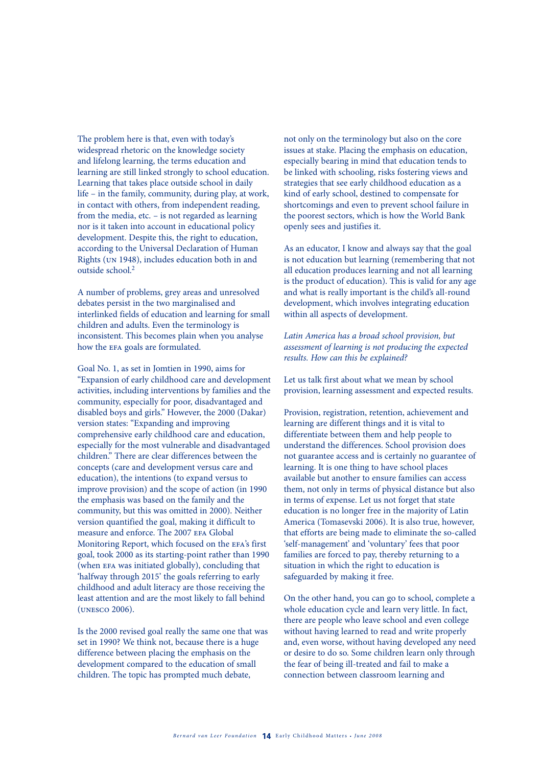The problem here is that, even with today's widespread rhetoric on the knowledge society and lifelong learning, the terms education and learning are still linked strongly to school education. Learning that takes place outside school in daily life – in the family, community, during play, at work, in contact with others, from independent reading, from the media, etc. – is not regarded as learning nor is it taken into account in educational policy development. Despite this, the right to education, according to the Universal Declaration of Human Rights (UN 1948), includes education both in and outside school.[2]

A number of problems, grey areas and unresolved debates persist in the two marginalised and interlinked fields of education and learning for small children and adults. Even the terminology is inconsistent. This becomes plain when you analyse how the EFA goals are formulated.

Goal No. 1, as set in Jomtien in 1990, aims for "Expansion of early childhood care and development activities, including interventions by families and the community, especially for poor, disadvantaged and disabled boys and girls." However, the 2000 (Dakar) version states: "Expanding and improving comprehensive early childhood care and education, especially for the most vulnerable and disadvantaged children." There are clear differences between the concepts (care and development versus care and education), the intentions (to expand versus to improve provision) and the scope of action (in 1990 the emphasis was based on the family and the community, but this was omitted in 2000). Neither version quantified the goal, making it difficult to measure and enforce. The 2007 EFA Global Monitoring Report, which focused on the EFA's first goal, took 2000 as its starting-point rather than 1990 (when EFA was initiated globally), concluding that 'halfway through 2015' the goals referring to early childhood and adult literacy are those receiving the least attention and are the most likely to fall behind (UNESCO 2006).

Is the 2000 revised goal really the same one that was set in 1990? We think not, because there is a huge difference between placing the emphasis on the development compared to the education of small children. The topic has prompted much debate, not only on the terminology but also on the core issues at stake. Placing the emphasis on education, especially bearing in mind that education tends to be linked with schooling, risks fostering views and strategies that see early childhood education as a kind of early school, destined to compensate for shortcomings and even to prevent school failure in the poorest sectors, which is how the World Bank openly sees and justifies it.

As an educator, I know and always say that the goal is not education but learning (remembering that not all education produces learning and not all learning is the product of education). This is valid for any age and what is really important is the child's all-round development, which involves integrating education within all aspects of development.

*Latin America has a broad school provision, but assessment of learning is not producing the expected results. How can this be explained?*

Let us talk first about what we mean by school provision, learning assessment and expected results.

Provision, registration, retention, achievement and learning are different things and it is vital to differentiate between them and help people to understand the differences. School provision does not guarantee access and is certainly no guarantee of learning. It is one thing to have school places available but another to ensure families can access them, not only in terms of physical distance but also in terms of expense. Let us not forget that state education is no longer free in the majority of Latin America (Tomasevski 2006). It is also true, however, that efforts are being made to eliminate the so-called 'self-management' and 'voluntary' fees that poor families are forced to pay, thereby returning to a situation in which the right to education is safeguarded by making it free.

On the other hand, you can go to school, complete a whole education cycle and learn very little. In fact, there are people who leave school and even college without having learned to read and write properly and, even worse, without having developed any need or desire to do so. Some children learn only through the fear of being ill-treated and fail to make a connection between classroom learning and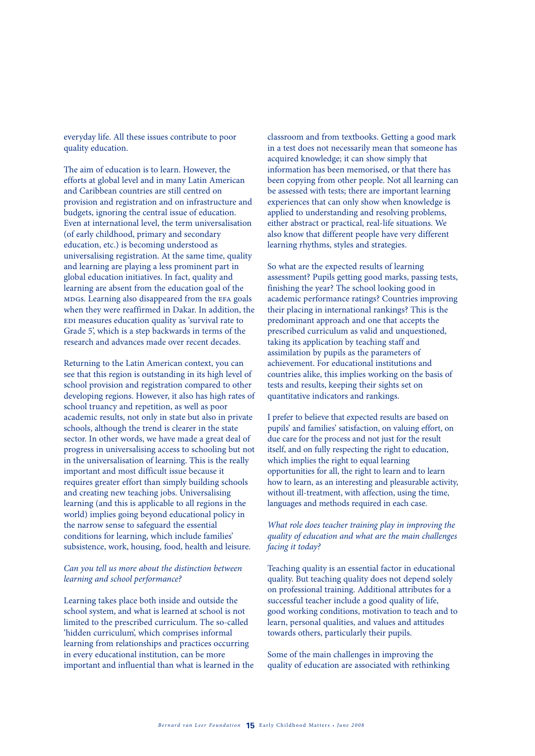everyday life. All these issues contribute to poor quality education.

The aim of education is to learn. However, the efforts at global level and in many Latin American and Caribbean countries are still centred on provision and registration and on infrastructure and budgets, ignoring the central issue of education. Even at international level, the term universalisation (of early childhood, primary and secondary education, etc.) is becoming understood as universalising registration. At the same time, quality and learning are playing a less prominent part in global education initiatives. In fact, quality and learning are absent from the education goal of the MDGs. Learning also disappeared from the EFA goals when they were reaffirmed in Dakar. In addition, the EDI measures education quality as 'survival rate to Grade 5', which is a step backwards in terms of the research and advances made over recent decades.

Returning to the Latin American context, you can see that this region is outstanding in its high level of school provision and registration compared to other developing regions. However, it also has high rates of school truancy and repetition, as well as poor academic results, not only in state but also in private schools, although the trend is clearer in the state sector. In other words, we have made a great deal of progress in universalising access to schooling but not in the universalisation of learning. This is the really important and most difficult issue because it requires greater effort than simply building schools and creating new teaching jobs. Universalising learning (and this is applicable to all regions in the world) implies going beyond educational policy in the narrow sense to safeguard the essential conditions for learning, which include families' subsistence, work, housing, food, health and leisure.

*Can you tell us more about the distinction between learning and school performance?*

Learning takes place both inside and outside the school system, and what is learned at school is not limited to the prescribed curriculum. The so-called 'hidden curriculum', which comprises informal learning from relationships and practices occurring in every educational institution, can be more important and influential than what is learned in the classroom and from textbooks. Getting a good mark in a test does not necessarily mean that someone has acquired knowledge; it can show simply that information has been memorised, or that there has been copying from other people. Not all learning can be assessed with tests; there are important learning experiences that can only show when knowledge is applied to understanding and resolving problems, either abstract or practical, real-life situations. We also know that different people have very different learning rhythms, styles and strategies.

So what are the expected results of learning assessment? Pupils getting good marks, passing tests, finishing the year? The school looking good in academic performance ratings? Countries improving their placing in international rankings? This is the predominant approach and one that accepts the prescribed curriculum as valid and unquestioned, taking its application by teaching staff and assimilation by pupils as the parameters of achievement. For educational institutions and countries alike, this implies working on the basis of tests and results, keeping their sights set on quantitative indicators and rankings.

I prefer to believe that expected results are based on pupils' and families' satisfaction, on valuing effort, on due care for the process and not just for the result itself, and on fully respecting the right to education, which implies the right to equal learning opportunities for all, the right to learn and to learn how to learn, as an interesting and pleasurable activity, without ill-treatment, with affection, using the time, languages and methods required in each case.

*What role does teacher training play in improving the quality of education and what are the main challenges facing it today?*

Teaching quality is an essential factor in educational quality. But teaching quality does not depend solely on professional training. Additional attributes for a successful teacher include a good quality of life, good working conditions, motivation to teach and to learn, personal qualities, and values and attitudes towards others, particularly their pupils.

Some of the main challenges in improving the quality of education are associated with rethinking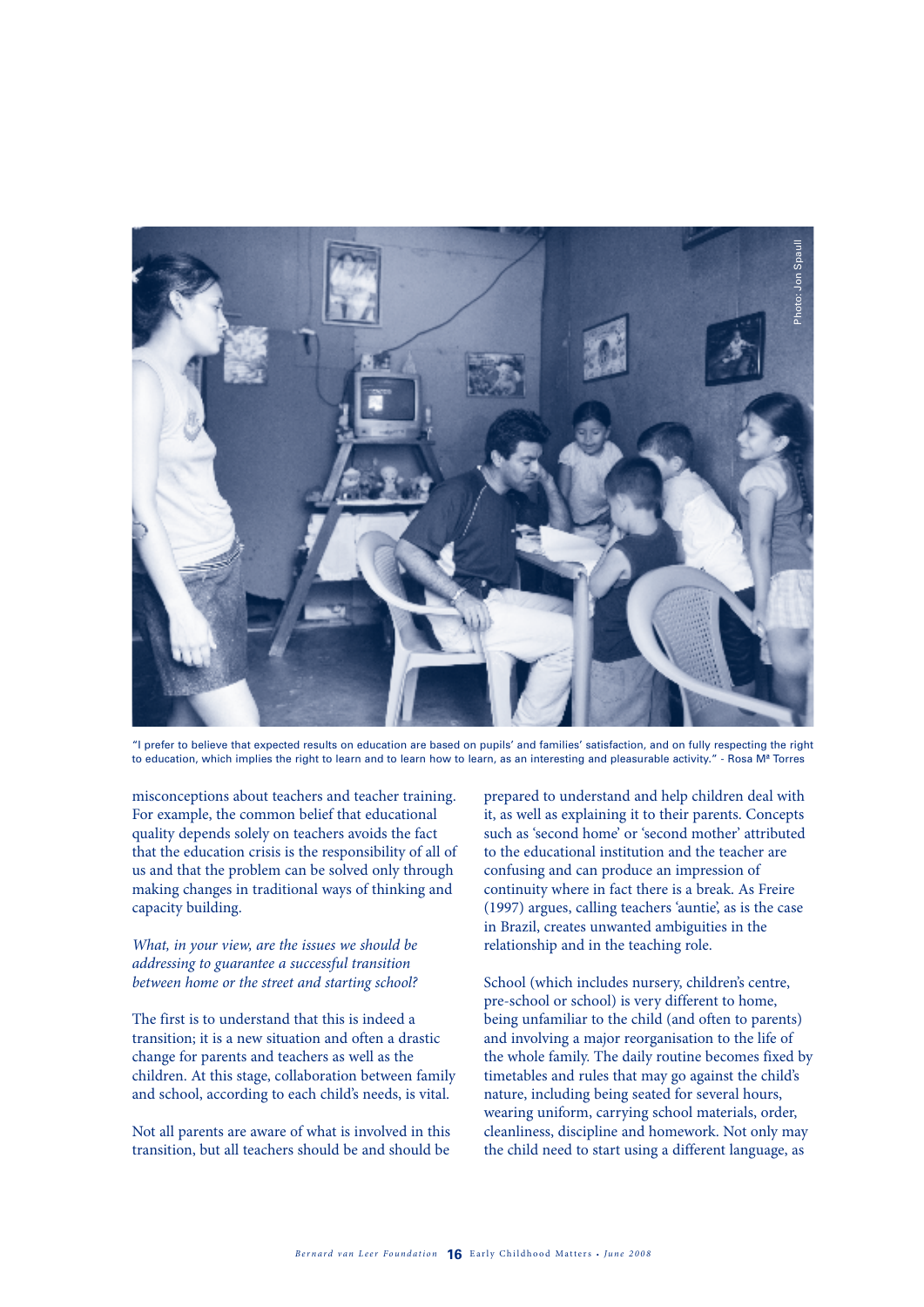"I prefer to believe that expected results on education are based on pupils' and families' satisfaction, and on fully respecting the right to education, which implies the right to learn and to learn how to learn, as an interesting and pleasurable activity." - Rosa Mª Torres

misconceptions about teachers and teacher training. For example, the common belief that educational quality depends solely on teachers avoids the fact that the education crisis is the responsibility of all of us and that the problem can be solved only through making changes in traditional ways of thinking and capacity building.

*What, in your view, are the issues we should be addressing to guarantee a successful transition between home or the street and starting school?*

The first is to understand that this is indeed a transition; it is a new situation and often a drastic change for parents and teachers as well as the children. At this stage, collaboration between family and school, according to each child's needs, is vital.

Not all parents are aware of what is involved in this transition, but all teachers should be and should be prepared to understand and help children deal with it, as well as explaining it to their parents. Concepts such as 'second home' or 'second mother' attributed to the educational institution and the teacher are confusing and can produce an impression of continuity where in fact there is a break. As Freire (1997) argues, calling teachers 'auntie', as is the case in Brazil, creates unwanted ambiguities in the relationship and in the teaching role.

School (which includes nursery, children's centre, pre-school or school) is very different to home, being unfamiliar to the child (and often to parents) and involving a major reorganisation to the life of the whole family. The daily routine becomes fixed by timetables and rules that may go against the child's nature, including being seated for several hours, wearing uniform, carrying school materials, order, cleanliness, discipline and homework. Not only may the child need to start using a different language, as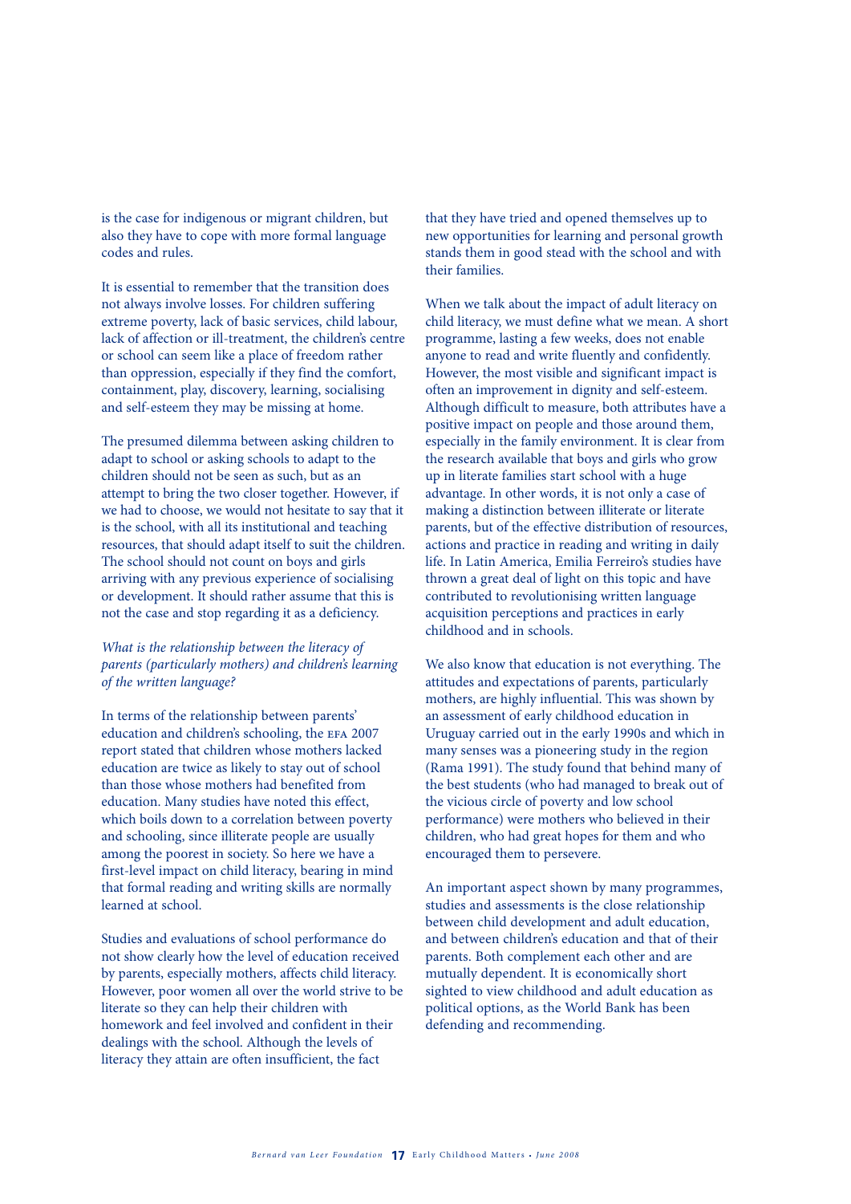is the case for indigenous or migrant children, but also they have to cope with more formal language codes and rules.

It is essential to remember that the transition does not always involve losses. For children suffering extreme poverty, lack of basic services, child labour, lack of affection or ill-treatment, the children's centre or school can seem like a place of freedom rather than oppression, especially if they find the comfort, containment, play, discovery, learning, socialising and self-esteem they may be missing at home.

The presumed dilemma between asking children to adapt to school or asking schools to adapt to the children should not be seen as such, but as an attempt to bring the two closer together. However, if we had to choose, we would not hesitate to say that it is the school, with all its institutional and teaching resources, that should adapt itself to suit the children. The school should not count on boys and girls arriving with any previous experience of socialising or development. It should rather assume that this is not the case and stop regarding it as a deficiency.

*What is the relationship between the literacy of parents (particularly mothers) and children's learning of the written language?*

In terms of the relationship between parents' education and children's schooling, the EFA 2007 report stated that children whose mothers lacked education are twice as likely to stay out of school than those whose mothers had benefited from education. Many studies have noted this effect, which boils down to a correlation between poverty and schooling, since illiterate people are usually among the poorest in society. So here we have a first-level impact on child literacy, bearing in mind that formal reading and writing skills are normally learned at school.

Studies and evaluations of school performance do not show clearly how the level of education received by parents, especially mothers, affects child literacy. However, poor women all over the world strive to be literate so they can help their children with homework and feel involved and confident in their dealings with the school. Although the levels of literacy they attain are often insufficient, the fact that they have tried and opened themselves up to new opportunities for learning and personal growth stands them in good stead with the school and with their families.

When we talk about the impact of adult literacy on child literacy, we must define what we mean. A short programme, lasting a few weeks, does not enable anyone to read and write fluently and confidently. However, the most visible and significant impact is often an improvement in dignity and self-esteem. Although difficult to measure, both attributes have a positive impact on people and those around them, especially in the family environment. It is clear from the research available that boys and girls who grow up in literate families start school with a huge advantage. In other words, it is not only a case of making a distinction between illiterate or literate parents, but of the effective distribution of resources, actions and practice in reading and writing in daily life. In Latin America, Emilia Ferreiro's studies have thrown a great deal of light on this topic and have contributed to revolutionising written language acquisition perceptions and practices in early childhood and in schools.

We also know that education is not everything. The attitudes and expectations of parents, particularly mothers, are highly influential. This was shown by an assessment of early childhood education in Uruguay carried out in the early 1990s and which in many senses was a pioneering study in the region (Rama 1991). The study found that behind many of the best students (who had managed to break out of the vicious circle of poverty and low school performance) were mothers who believed in their children, who had great hopes for them and who encouraged them to persevere.

An important aspect shown by many programmes, studies and assessments is the close relationship between child development and adult education, and between children's education and that of their parents. Both complement each other and are mutually dependent. It is economically short sighted to view childhood and adult education as political options, as the World Bank has been defending and recommending.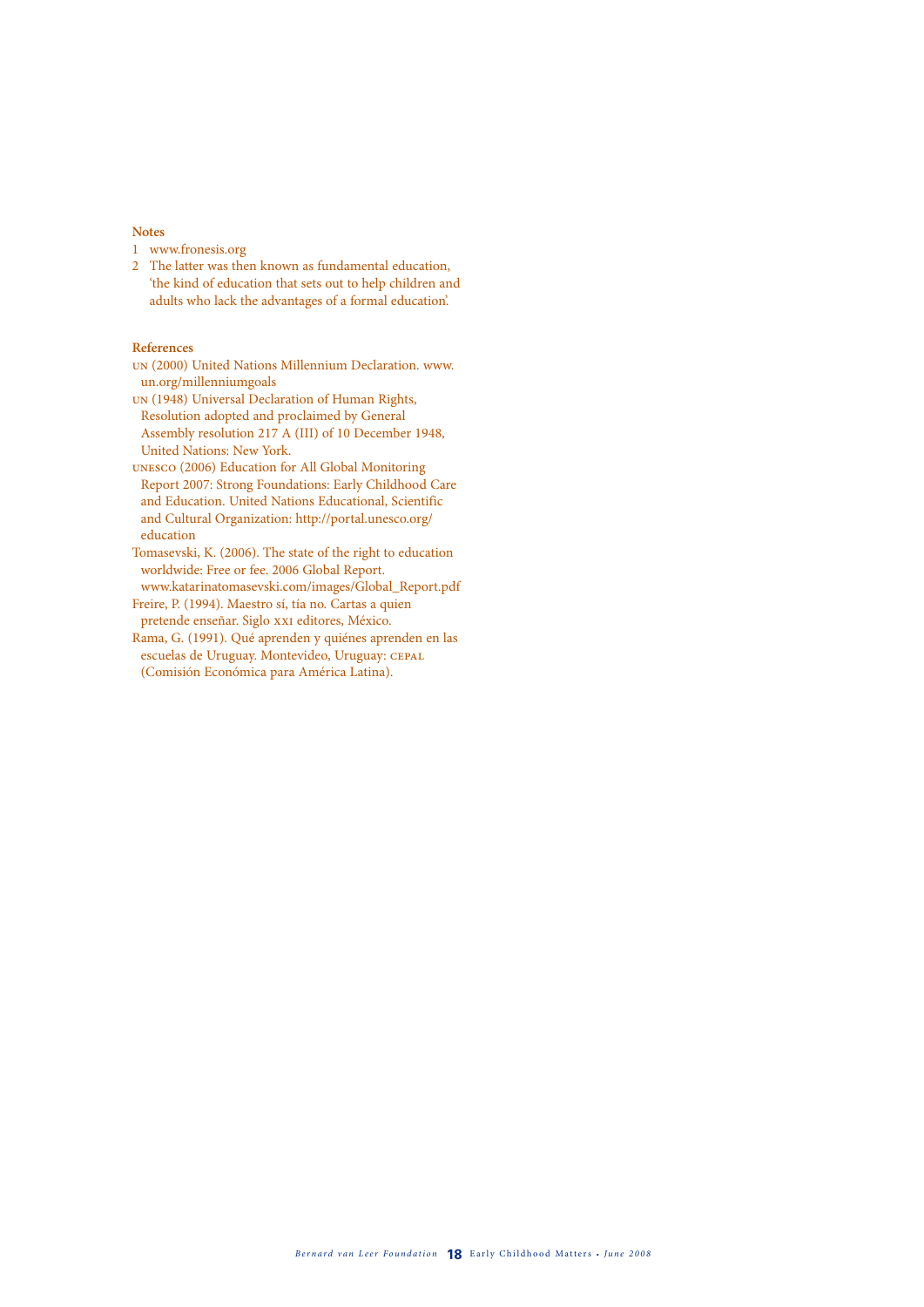**Notes**

1. www.fronesis.org
2. The latter was then known as fundamental education, 'the kind of education that sets out to help children and adults who lack the advantages of a formal education'.

**References**

UN (2000) United Nations Millennium Declaration. www.un.org/millenniumgoals

UN (1948) Universal Declaration of Human Rights, Resolution adopted and proclaimed by General Assembly resolution 217 A (III) of 10 December 1948, United Nations: New York.

UNESCO (2006) Education for All Global Monitoring Report 2007: Strong Foundations: Early Childhood Care and Education. United Nations Educational, Scientific and Cultural Organization: http://portal.unesco.org/education

Tomasevski, K. (2006). The state of the right to education worldwide: Free or fee. 2006 Global Report. www.katarinatomasevski.com/images/Global_Report.pdf

Freire, P. (1994). Maestro sí, tía no. Cartas a quien pretende enseñar. Siglo XXI editores, México.

Rama, G. (1991). Qué aprenden y quiénes aprenden en las escuelas de Uruguay. Montevideo, Uruguay: CEPAL (Comisión Económica para América Latina).